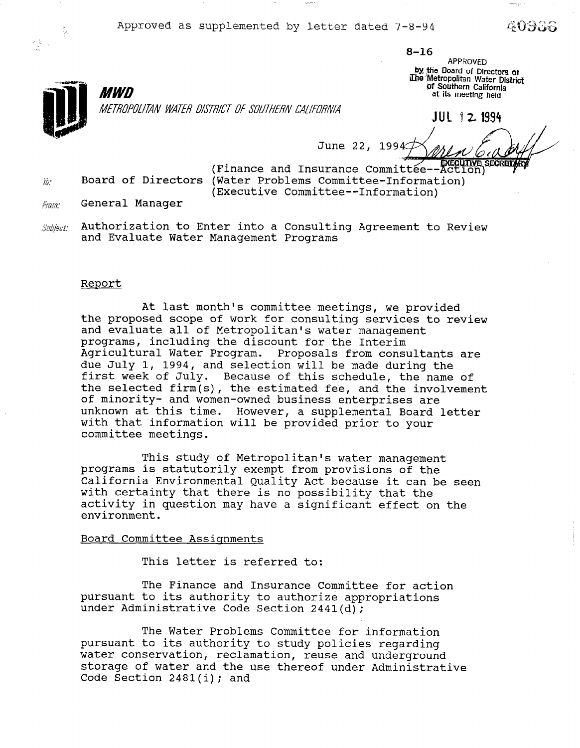Approved as supplemented by letter dated 7-8-94

40936

8-16

APPROVED
by the Board of Directors of
The Metropolitan Water District
of Southern California
at its meeting held

JUL 12 1994

EXECUTIVE SECRETARY

**MWD**

*METROPOLITAN WATER DISTRICT OF SOUTHERN CALIFORNIA*

June 22, 1994

To: Board of Directors (Finance and Insurance Committee--Action)
(Water Problems Committee-Information)
(Executive Committee--Information)

From: General Manager

Subject: Authorization to Enter into a Consulting Agreement to Review and Evaluate Water Management Programs

Report

At last month's committee meetings, we provided the proposed scope of work for consulting services to review and evaluate all of Metropolitan's water management programs, including the discount for the Interim Agricultural Water Program. Proposals from consultants are due July 1, 1994, and selection will be made during the first week of July. Because of this schedule, the name of the selected firm(s), the estimated fee, and the involvement of minority- and women-owned business enterprises are unknown at this time. However, a supplemental Board letter with that information will be provided prior to your committee meetings.

This study of Metropolitan's water management programs is statutorily exempt from provisions of the California Environmental Quality Act because it can be seen with certainty that there is no possibility that the activity in question may have a significant effect on the environment.

Board Committee Assignments

This letter is referred to:

The Finance and Insurance Committee for action pursuant to its authority to authorize appropriations under Administrative Code Section 2441(d);

The Water Problems Committee for information pursuant to its authority to study policies regarding water conservation, reclamation, reuse and underground storage of water and the use thereof under Administrative Code Section 2481(i); and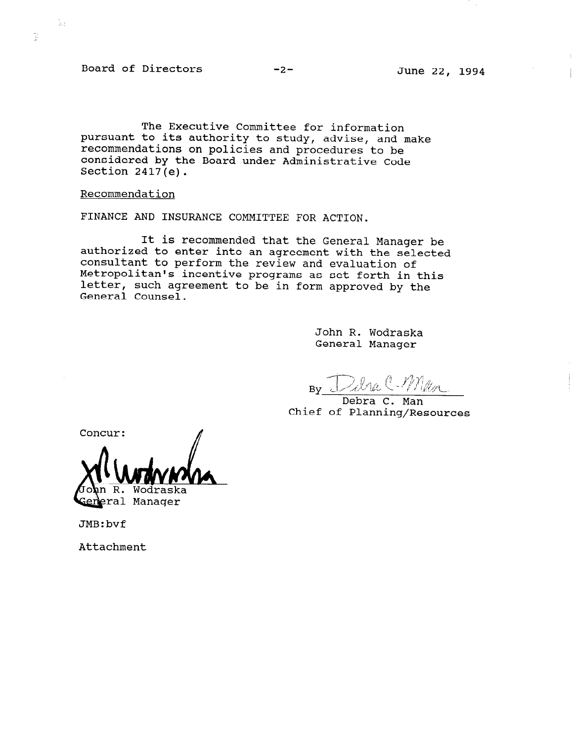The Executive Committee for information pursuant to its authority to study, advise, and make recommendations on policies and procedures to be considered by the Board under Administrative Code Section 2417(e).

Recommendation

FINANCE AND INSURANCE COMMITTEE FOR ACTION.

It is recommended that the General Manager be authorized to enter into an agreement with the selected consultant to perform the review and evaluation of Metropolitan's incentive programs as set forth in this letter, such agreement to be in form approved by the General Counsel.

John R. Wodraska
General Manager

By Debra C. Man
Debra C. Man
Chief of Planning/Resources

Concur:

John R. Wodraska
General Manager

JMB:bvf

Attachment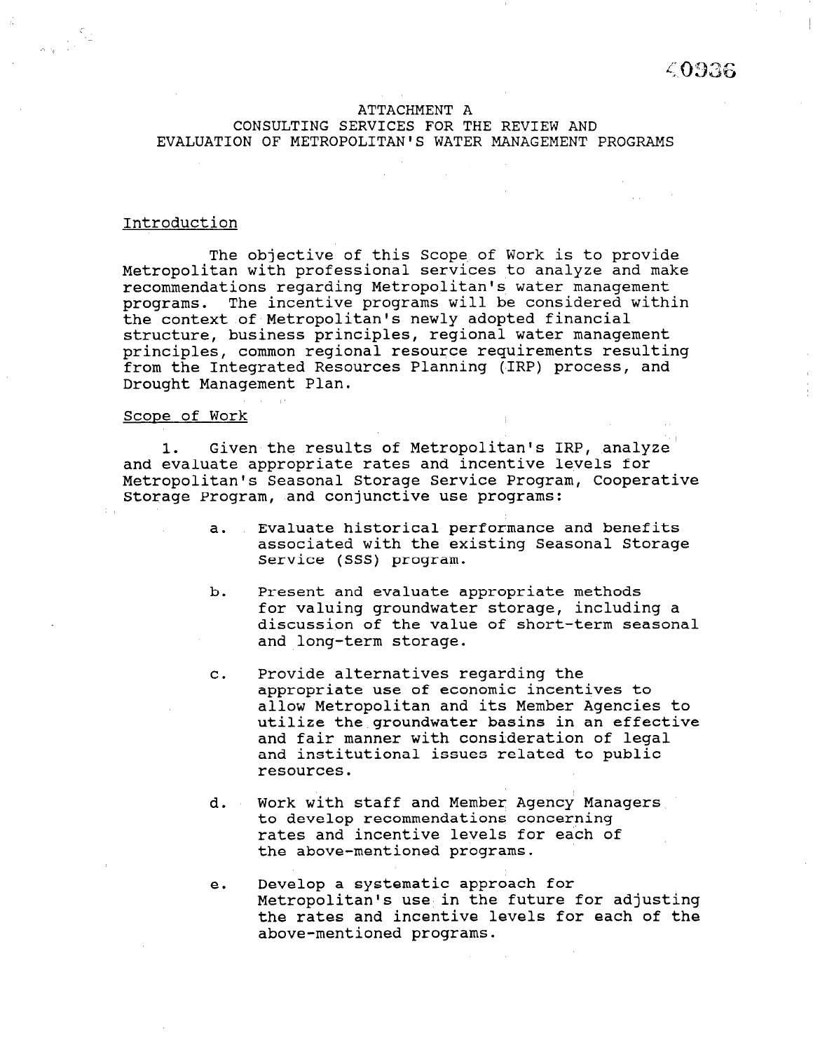ATTACHMENT A
CONSULTING SERVICES FOR THE REVIEW AND EVALUATION OF METROPOLITAN'S WATER MANAGEMENT PROGRAMS

## Introduction

The objective of this Scope of Work is to provide Metropolitan with professional services to analyze and make recommendations regarding Metropolitan's water management programs. The incentive programs will be considered within the context of Metropolitan's newly adopted financial structure, business principles, regional water management principles, common regional resource requirements resulting from the Integrated Resources Planning (IRP) process, and Drought Management Plan.

## Scope of Work

1. Given the results of Metropolitan's IRP, analyze and evaluate appropriate rates and incentive levels for Metropolitan's Seasonal Storage Service Program, Cooperative Storage Program, and conjunctive use programs:

   a. Evaluate historical performance and benefits associated with the existing Seasonal Storage Service (SSS) program.

   b. Present and evaluate appropriate methods for valuing groundwater storage, including a discussion of the value of short-term seasonal and long-term storage.

   c. Provide alternatives regarding the appropriate use of economic incentives to allow Metropolitan and its Member Agencies to utilize the groundwater basins in an effective and fair manner with consideration of legal and institutional issues related to public resources.

   d. Work with staff and Member Agency Managers to develop recommendations concerning rates and incentive levels for each of the above-mentioned programs.

   e. Develop a systematic approach for Metropolitan's use in the future for adjusting the rates and incentive levels for each of the above-mentioned programs.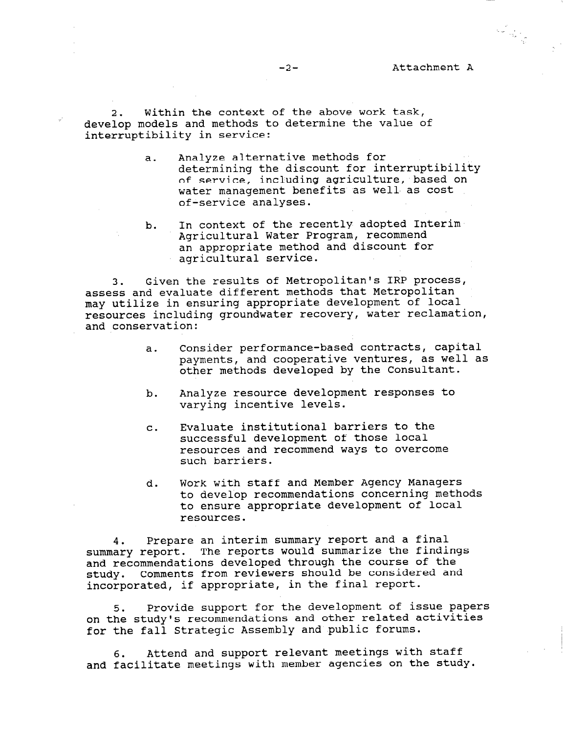2. Within the context of the above work task, develop models and methods to determine the value of interruptibility in service:

   a. Analyze alternative methods for determining the discount for interruptibility of service, including agriculture, based on water management benefits as well as cost of-service analyses.

   b. In context of the recently adopted Interim Agricultural Water Program, recommend an appropriate method and discount for agricultural service.

3. Given the results of Metropolitan's IRP process, assess and evaluate different methods that Metropolitan may utilize in ensuring appropriate development of local resources including groundwater recovery, water reclamation, and conservation:

   a. Consider performance-based contracts, capital payments, and cooperative ventures, as well as other methods developed by the Consultant.

   b. Analyze resource development responses to varying incentive levels.

   c. Evaluate institutional barriers to the successful development of those local resources and recommend ways to overcome such barriers.

   d. Work with staff and Member Agency Managers to develop recommendations concerning methods to ensure appropriate development of local resources.

4. Prepare an interim summary report and a final summary report. The reports would summarize the findings and recommendations developed through the course of the study. Comments from reviewers should be considered and incorporated, if appropriate, in the final report.

5. Provide support for the development of issue papers on the study's recommendations and other related activities for the fall Strategic Assembly and public forums.

6. Attend and support relevant meetings with staff and facilitate meetings with member agencies on the study.